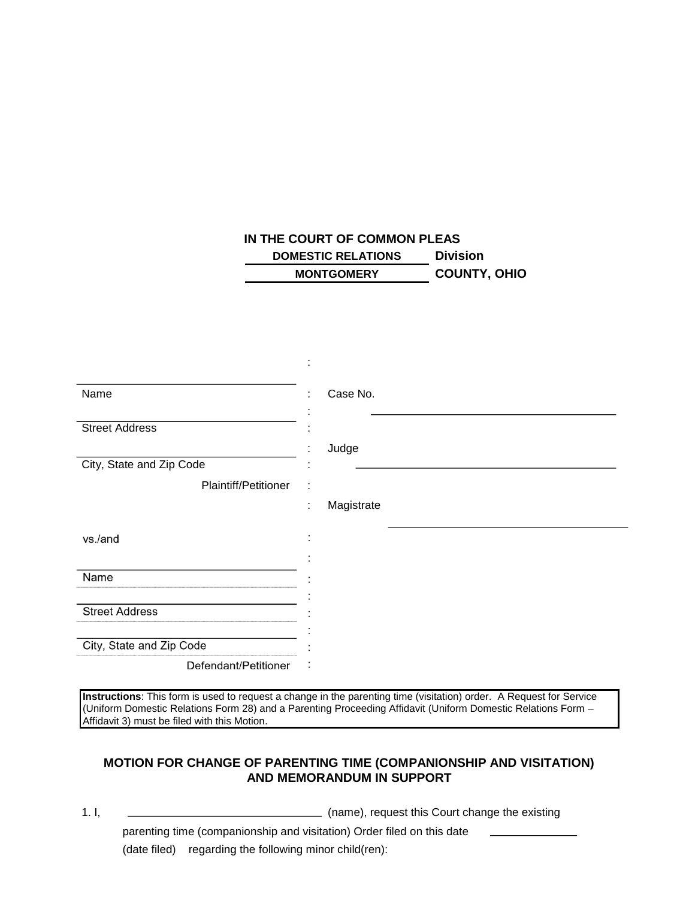**IN THE COURT OF COMMON PLEAS**

**DOMESTIC RELATIONS Division**

**MONTGOMERY COUNTY, OHIO**

| | | |
|---|---|---|
| \_\_\_\_\_\_\_\_\_\_\_\_\_\_\_\_\_\_\_\_\_\_\_\_\_\_\_\_ | : | |
| Name | : | Case No. |
| \_\_\_\_\_\_\_\_\_\_\_\_\_\_\_\_\_\_\_\_\_\_\_\_\_\_\_\_ | : | \_\_\_\_\_\_\_\_\_\_\_\_\_\_\_\_\_\_\_\_\_\_\_\_\_\_\_\_ |
| Street Address | : | |
| \_\_\_\_\_\_\_\_\_\_\_\_\_\_\_\_\_\_\_\_\_\_\_\_\_\_\_\_ | : | Judge |
| City, State and Zip Code | : | \_\_\_\_\_\_\_\_\_\_\_\_\_\_\_\_\_\_\_\_\_\_\_\_\_\_\_\_ |
| Plaintiff/Petitioner | : | |
| | : | Magistrate |
| | | \_\_\_\_\_\_\_\_\_\_\_\_\_\_\_\_\_\_\_\_\_\_\_\_\_\_\_\_ |
| vs./and | : | |
| \_\_\_\_\_\_\_\_\_\_\_\_\_\_\_\_\_\_\_\_\_\_\_\_\_\_\_\_ | : | |
| Name | : | |
| \_\_\_\_\_\_\_\_\_\_\_\_\_\_\_\_\_\_\_\_\_\_\_\_\_\_\_\_ | : | |
| Street Address | : | |
| \_\_\_\_\_\_\_\_\_\_\_\_\_\_\_\_\_\_\_\_\_\_\_\_\_\_\_\_ | : | |
| City, State and Zip Code | : | |
| Defendant/Petitioner | : | |

**Instructions**: This form is used to request a change in the parenting time (visitation) order. A Request for Service (Uniform Domestic Relations Form 28) and a Parenting Proceeding Affidavit (Uniform Domestic Relations Form – Affidavit 3) must be filed with this Motion.

## MOTION FOR CHANGE OF PARENTING TIME (COMPANIONSHIP AND VISITATION) AND MEMORANDUM IN SUPPORT

1. I, \_\_\_\_\_\_\_\_\_\_\_\_\_\_\_\_\_\_\_\_\_\_\_\_\_\_\_\_ (name), request this Court change the existing parenting time (companionship and visitation) Order filed on this date \_\_\_\_\_\_\_\_\_\_\_\_ (date filed) regarding the following minor child(ren):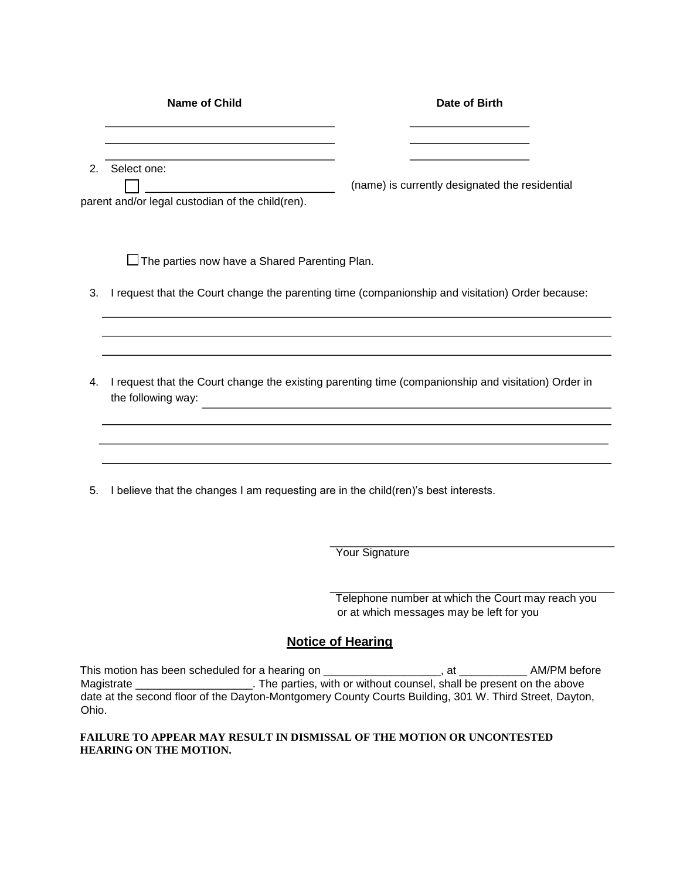| Name of Child | Date of Birth |
| --- | --- |
| ______________________________ | ________________ |
| ______________________________ | ________________ |
| ______________________________ | ________________ |

2. Select one:

   ☐ ______________________________ (name) is currently designated the residential parent and/or legal custodian of the child(ren).

   ☐ The parties now have a Shared Parenting Plan.

3. I request that the Court change the parenting time (companionship and visitation) Order because:

   ______________________________________________________________________________

   ______________________________________________________________________________

   ______________________________________________________________________________

4. I request that the Court change the existing parenting time (companionship and visitation) Order in the following way: ____________________________________________________________

   ______________________________________________________________________________

   ______________________________________________________________________________

   ______________________________________________________________________________

5. I believe that the changes I am requesting are in the child(ren)'s best interests.

______________________________________________
Your Signature

______________________________________________
Telephone number at which the Court may reach you or at which messages may be left for you

## Notice of Hearing

This motion has been scheduled for a hearing on ___________________, at ___________ AM/PM before Magistrate ___________________. The parties, with or without counsel, shall be present on the above date at the second floor of the Dayton-Montgomery County Courts Building, 301 W. Third Street, Dayton, Ohio.

**FAILURE TO APPEAR MAY RESULT IN DISMISSAL OF THE MOTION OR UNCONTESTED HEARING ON THE MOTION.**